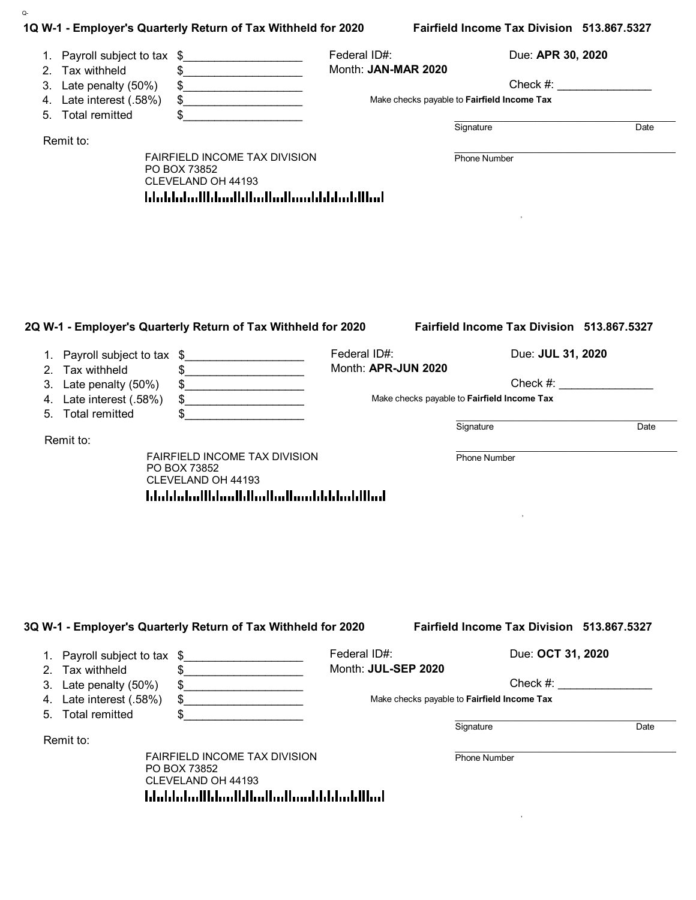## 1Q W-1 - Employer's Quarterly Return of Tax Withheld for 2020

**Fairfield Income Tax Division 513.867.5327**

1. Payroll subject to tax $__________________
2. Tax withheld $__________________
3. Late penalty (50%) $__________________
4. Late interest (.58%) $__________________
5. Total remitted $__________________

Federal ID#:

Month: **JAN-MAR 2020**

Due: **APR 30, 2020**

Check #: ______________

Make checks payable to **Fairfield Income Tax**

Signature Date

Phone Number

Remit to:

FAIRFIELD INCOME TAX DIVISION
PO BOX 73852
CLEVELAND OH 44193

## 2Q W-1 - Employer's Quarterly Return of Tax Withheld for 2020

**Fairfield Income Tax Division 513.867.5327**

1. Payroll subject to tax $__________________
2. Tax withheld $__________________
3. Late penalty (50%) $__________________
4. Late interest (.58%) $__________________
5. Total remitted $__________________

Federal ID#:

Month: **APR-JUN 2020**

Due: **JUL 31, 2020**

Check #: ______________

Make checks payable to **Fairfield Income Tax**

Signature Date

Phone Number

Remit to:

FAIRFIELD INCOME TAX DIVISION
PO BOX 73852
CLEVELAND OH 44193

## 3Q W-1 - Employer's Quarterly Return of Tax Withheld for 2020

**Fairfield Income Tax Division 513.867.5327**

1. Payroll subject to tax $__________________
2. Tax withheld $__________________
3. Late penalty (50%) $__________________
4. Late interest (.58%) $__________________
5. Total remitted $__________________

Federal ID#:

Month: **JUL-SEP 2020**

Due: **OCT 31, 2020**

Check #: ______________

Make checks payable to **Fairfield Income Tax**

Signature Date

Phone Number

Remit to:

FAIRFIELD INCOME TAX DIVISION
PO BOX 73852
CLEVELAND OH 44193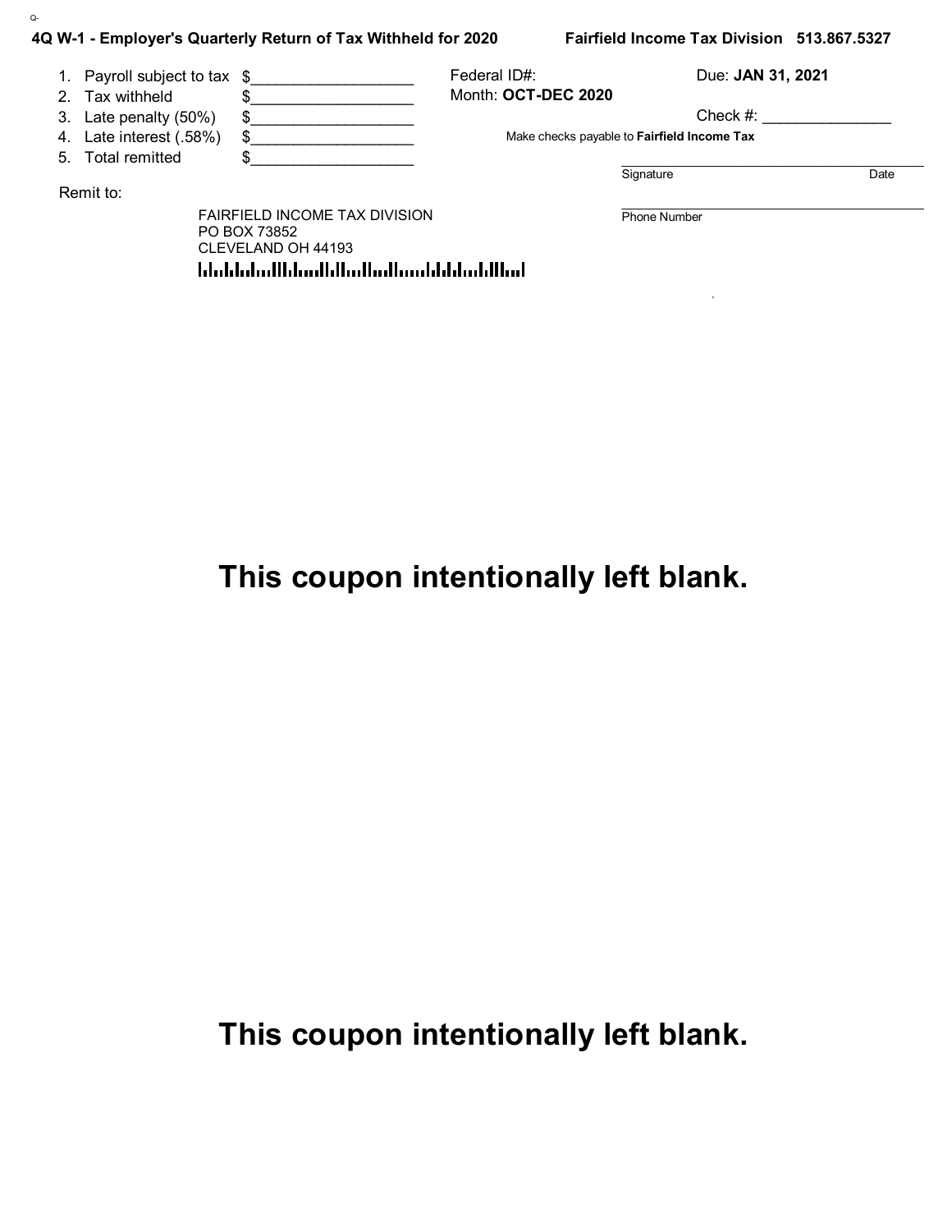**4Q W-1 - Employer's Quarterly Return of Tax Withheld for 2020** **Fairfield Income Tax Division 513.867.5327**

1. Payroll subject to tax $___________________
2. Tax withheld $___________________
3. Late penalty (50%) $___________________
4. Late interest (.58%) $___________________
5. Total remitted $___________________

Federal ID#:

Month: **OCT-DEC 2020**

Due: **JAN 31, 2021**

Check #: _______________

Make checks payable to **Fairfield Income Tax**

Signature Date

Phone Number

Remit to:

FAIRFIELD INCOME TAX DIVISION
PO BOX 73852
CLEVELAND OH 44193

# This coupon intentionally left blank.

# This coupon intentionally left blank.